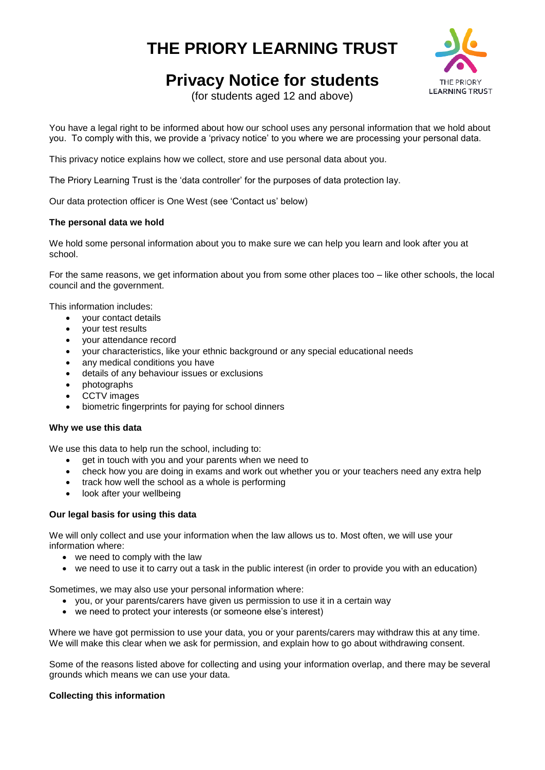# THE PRIORY LEARNING TRUST

## Privacy Notice for students

(for students aged 12 and above)

You have a legal right to be informed about how our school uses any personal information that we hold about you. To comply with this, we provide a 'privacy notice' to you where we are processing your personal data.

This privacy notice explains how we collect, store and use personal data about you.

The Priory Learning Trust is the 'data controller' for the purposes of data protection lay.

Our data protection officer is One West (see 'Contact us' below)

**The personal data we hold**

We hold some personal information about you to make sure we can help you learn and look after you at school.

For the same reasons, we get information about you from some other places too – like other schools, the local council and the government.

This information includes:

- your contact details
- your test results
- your attendance record
- your characteristics, like your ethnic background or any special educational needs
- any medical conditions you have
- details of any behaviour issues or exclusions
- photographs
- CCTV images
- biometric fingerprints for paying for school dinners

**Why we use this data**

We use this data to help run the school, including to:

- get in touch with you and your parents when we need to
- check how you are doing in exams and work out whether you or your teachers need any extra help
- track how well the school as a whole is performing
- look after your wellbeing

**Our legal basis for using this data**

We will only collect and use your information when the law allows us to. Most often, we will use your information where:

- we need to comply with the law
- we need to use it to carry out a task in the public interest (in order to provide you with an education)

Sometimes, we may also use your personal information where:

- you, or your parents/carers have given us permission to use it in a certain way
- we need to protect your interests (or someone else's interest)

Where we have got permission to use your data, you or your parents/carers may withdraw this at any time. We will make this clear when we ask for permission, and explain how to go about withdrawing consent.

Some of the reasons listed above for collecting and using your information overlap, and there may be several grounds which means we can use your data.

**Collecting this information**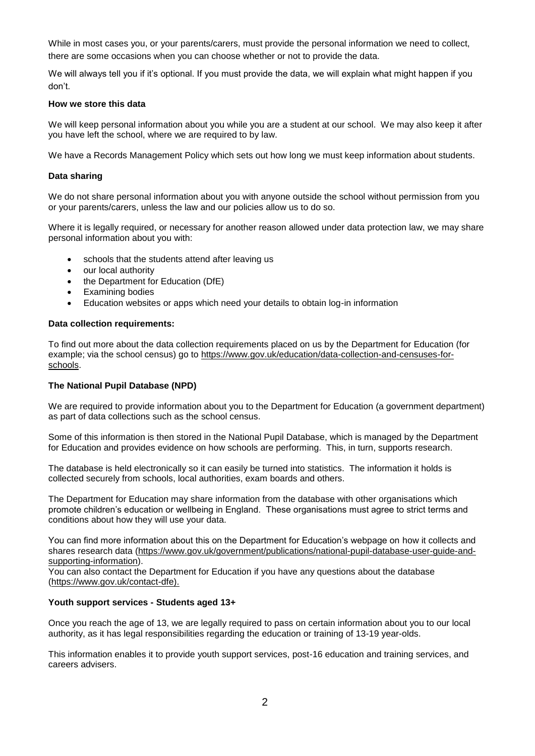While in most cases you, or your parents/carers, must provide the personal information we need to collect, there are some occasions when you can choose whether or not to provide the data.

We will always tell you if it's optional. If you must provide the data, we will explain what might happen if you don't.

**How we store this data**

We will keep personal information about you while you are a student at our school. We may also keep it after you have left the school, where we are required to by law.

We have a Records Management Policy which sets out how long we must keep information about students.

**Data sharing**

We do not share personal information about you with anyone outside the school without permission from you or your parents/carers, unless the law and our policies allow us to do so.

Where it is legally required, or necessary for another reason allowed under data protection law, we may share personal information about you with:

- schools that the students attend after leaving us
- our local authority
- the Department for Education (DfE)
- Examining bodies
- Education websites or apps which need your details to obtain log-in information

**Data collection requirements:**

To find out more about the data collection requirements placed on us by the Department for Education (for example; via the school census) go to https://www.gov.uk/education/data-collection-and-censuses-for-schools.

**The National Pupil Database (NPD)**

We are required to provide information about you to the Department for Education (a government department) as part of data collections such as the school census.

Some of this information is then stored in the National Pupil Database, which is managed by the Department for Education and provides evidence on how schools are performing. This, in turn, supports research.

The database is held electronically so it can easily be turned into statistics. The information it holds is collected securely from schools, local authorities, exam boards and others.

The Department for Education may share information from the database with other organisations which promote children's education or wellbeing in England. These organisations must agree to strict terms and conditions about how they will use your data.

You can find more information about this on the Department for Education's webpage on how it collects and shares research data (https://www.gov.uk/government/publications/national-pupil-database-user-guide-and-supporting-information).

You can also contact the Department for Education if you have any questions about the database (https://www.gov.uk/contact-dfe).

**Youth support services - Students aged 13+**

Once you reach the age of 13, we are legally required to pass on certain information about you to our local authority, as it has legal responsibilities regarding the education or training of 13-19 year-olds.

This information enables it to provide youth support services, post-16 education and training services, and careers advisers.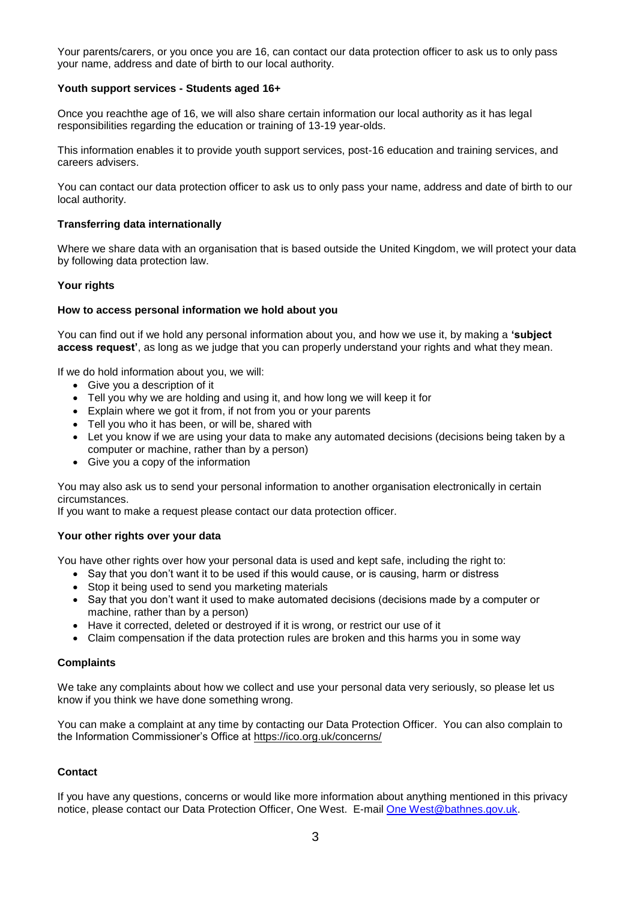Your parents/carers, or you once you are 16, can contact our data protection officer to ask us to only pass your name, address and date of birth to our local authority.

**Youth support services - Students aged 16+**

Once you reachthe age of 16, we will also share certain information our local authority as it has legal responsibilities regarding the education or training of 13-19 year-olds.

This information enables it to provide youth support services, post-16 education and training services, and careers advisers.

You can contact our data protection officer to ask us to only pass your name, address and date of birth to our local authority.

**Transferring data internationally**

Where we share data with an organisation that is based outside the United Kingdom, we will protect your data by following data protection law.

**Your rights**

**How to access personal information we hold about you**

You can find out if we hold any personal information about you, and how we use it, by making a **'subject access request'**, as long as we judge that you can properly understand your rights and what they mean.

If we do hold information about you, we will:

- Give you a description of it
- Tell you why we are holding and using it, and how long we will keep it for
- Explain where we got it from, if not from you or your parents
- Tell you who it has been, or will be, shared with
- Let you know if we are using your data to make any automated decisions (decisions being taken by a computer or machine, rather than by a person)
- Give you a copy of the information

You may also ask us to send your personal information to another organisation electronically in certain circumstances.
If you want to make a request please contact our data protection officer.

**Your other rights over your data**

You have other rights over how your personal data is used and kept safe, including the right to:

- Say that you don't want it to be used if this would cause, or is causing, harm or distress
- Stop it being used to send you marketing materials
- Say that you don't want it used to make automated decisions (decisions made by a computer or machine, rather than by a person)
- Have it corrected, deleted or destroyed if it is wrong, or restrict our use of it
- Claim compensation if the data protection rules are broken and this harms you in some way

**Complaints**

We take any complaints about how we collect and use your personal data very seriously, so please let us know if you think we have done something wrong.

You can make a complaint at any time by contacting our Data Protection Officer. You can also complain to the Information Commissioner's Office at https://ico.org.uk/concerns/

**Contact**

If you have any questions, concerns or would like more information about anything mentioned in this privacy notice, please contact our Data Protection Officer, One West. E-mail One West@bathnes.gov.uk.